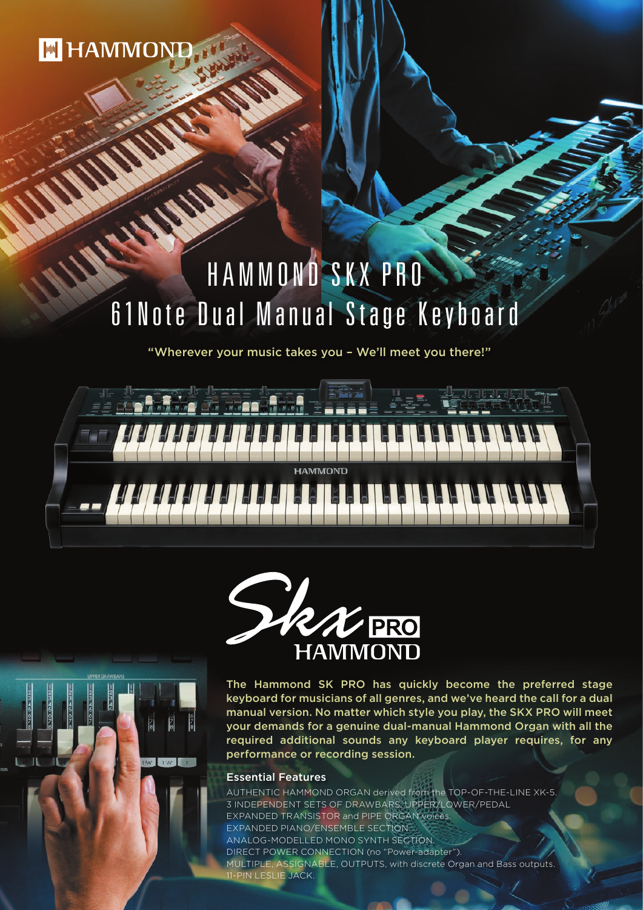HAMMOND

# HAMMOND SKX PRO
# 61Note Dual Manual Stage Keyboard

"Wherever your music takes you – We'll meet you there!"

Skx PRO HAMMOND

The Hammond SK PRO has quickly become the preferred stage keyboard for musicians of all genres, and we've heard the call for a dual manual version. No matter which style you play, the SKX PRO will meet your demands for a genuine dual-manual Hammond Organ with all the required additional sounds any keyboard player requires, for any performance or recording session.

## Essential Features

AUTHENTIC HAMMOND ORGAN derived from the TOP-OF-THE-LINE XK-5.
3 INDEPENDENT SETS OF DRAWBARS: UPPER/LOWER/PEDAL
EXPANDED TRANSISTOR and PIPE ORGAN voices.
EXPANDED PIANO/ENSEMBLE SECTION.
ANALOG-MODELLED MONO SYNTH SECTION.
DIRECT POWER CONNECTION (no "Power-adapter").
MULTIPLE, ASSIGNABLE, OUTPUTS, with discrete Organ and Bass outputs.
11-PIN LESLIE JACK.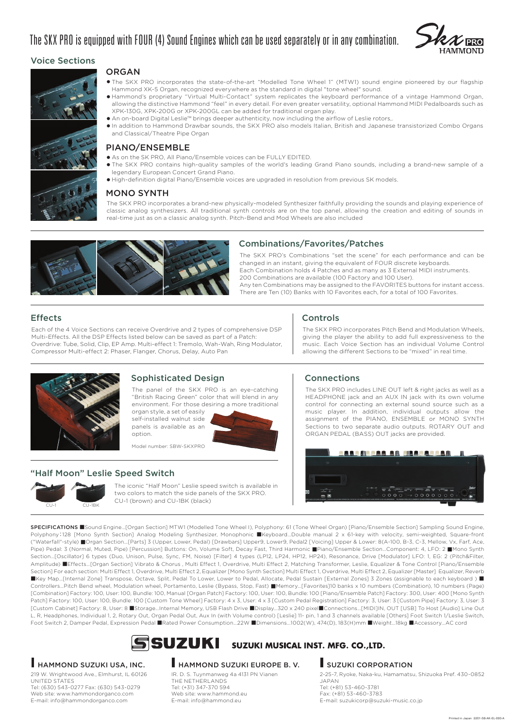# The SKX PRO is equipped with FOUR (4) Sound Engines which can be used separately or in any combination.

## Voice Sections

### ORGAN

- The SKX PRO incorporates the state-of-the-art "Modelled Tone Wheel 1" (MTW1) sound engine pioneered by our flagship Hammond XK-5 Organ, recognized everywhere as the standard in digital "tone wheel" sound.
- Hammond's proprietary "Virtual Multi-Contact" system replicates the keyboard performance of a vintage Hammond Organ, allowing the distinctive Hammond "feel" in every detail. For even greater versatility, optional Hammond MIDI Pedalboards such as XPK-130G, XPK-200G or XPK-200GL can be added for traditional organ play.
- An on-board Digital Leslie™ brings deeper authenticity, now including the airflow of Leslie rotors,.
- In addition to Hammond Drawbar sounds, the SKX PRO also models Italian, British and Japanese transistorized Combo Organs and Classical/Theatre Pipe Organ

### PIANO/ENSEMBLE

- As on the SK PRO, All Piano/Ensemble voices can be FULLY EDITED.
- The SKX PRO contains high-quality samples of the world's leading Grand Piano sounds, including a brand-new sample of a legendary European Concert Grand Piano.
- High-definition digital Piano/Ensemble voices are upgraded in resolution from previous SK models.

### MONO SYNTH

The SKX PRO incorporates a brand-new physically-modeled Synthesizer faithfully providing the sounds and playing experience of classic analog synthesizers. All traditional synth controls are on the top panel, allowing the creation and editing of sounds in real-time just as on a classic analog synth. Pitch-Bend and Mod Wheels are also included

## Combinations/Favorites/Patches

The SKX PRO's Combinations "set the scene" for each performance and can be changed in an instant, giving the equivalent of FOUR discrete keyboards.
Each Combination holds 4 Patches and as many as 3 External MIDI instruments.
200 Combinations are available (100 Factory and 100 User).
Any ten Combinations may be assigned to the FAVORITES buttons for instant access.
There are Ten (10) Banks with 10 Favorites each, for a total of 100 Favorites.

## Effects

Each of the 4 Voice Sections can receive Overdrive and 2 types of comprehensive DSP Multi-Effects. All the DSP Effects listed below can be saved as part of a Patch:
Overdrive: Tube, Solid, Clip, EP Amp. Multi-effect 1: Tremolo, Wah-Wah, Ring Modulator, Compressor Multi-effect 2: Phaser, Flanger, Chorus, Delay, Auto Pan

## Controls

The SKX PRO incorporates Pitch Bend and Modulation Wheels, giving the player the ability to add full expressiveness to the music. Each Voice Section has an individual Volume Control allowing the different Sections to be "mixed" in real time.

## Sophisticated Design

The panel of the SKX PRO is an eye-catching "British Racing Green" color that will blend in any environment. For those desiring a more traditional organ style, a set of easily self-installed walnut side panels is available as an option.

Model number: SBW-SKXPRO

## Connections

The SKX PRO includes LINE OUT left & right jacks as well as a HEADPHONE jack and an AUX IN jack with its own volume control for connecting an external sound source such as a music player. In addition, individual outputs allow the assignment of the PIANO, ENSEMBLE or MONO SYNTH Sections to two separate audio outputs. ROTARY OUT and ORGAN PEDAL (BASS) OUT jacks are provided.

## "Half Moon" Leslie Speed Switch

CU-1 CU-1BK

The iconic "Half Moon" Leslie speed switch is available in two colors to match the side panels of the SKX PRO. CU-1 (brown) and CU-1BK (black)

**SPECIFICATIONS** ■Sound Engine...[Organ Section] MTW1 (Modelled Tone Wheel I), Polyphony: 61 (Tone Wheel Organ) [Piano/Ensemble Section] Sampling Sound Engine, Polyphony：128 [Mono Synth Section] Analog Modeling Synthesizer, Monophonic ■Keyboard...Double manual 2 x 61-key with velocity, semi-weighted, Square-front ("Waterfall"-style) ■Organ Section...[Parts] 3 (Upper, Lower, Pedal) [Drawbars] Upper9, Lower9, Pedal2 [Voicing] Upper & Lower: 8(A-100, B-3, C-3, Mellow, Vx, Farf, Ace, Pipe) Pedal: 3 (Normal, Muted, Pipe) [Percussion] Buttons: On, Volume Soft, Decay Fast, Third Harmonic ■Piano/Ensemble Section...Component: 4, LFO: 2 ■Mono Synth Section...[Oscillator] 6 types (Duo, Unison, Pulse, Sync, FM, Noise) [Filter] 4 types (LP12, LP24, HP12, HP24), Resonance, Drive [Modulator] LFO: 1, EG: 2 (Pitch&Filter, Amplitude) ■Effects...[Organ Section] Vibrato & Chorus , Multi Effect 1, Overdrive, Multi Effect 2, Matching Transformer, Leslie, Equalizer & Tone Control [Piano/Ensemble Section] For each section: Multi Effect 1, Overdrive, Multi Effect 2, Equalizer [Mono Synth Section] Multi Effect 1, Overdrive, Multi Effect 2, Equalizer [Master] Equalizer, Reverb ■Key Map...[Internal Zone] Transpose, Octave, Split, Pedal To Lower, Lower to Pedal, Allocate, Pedal Sustain [External Zones] 3 Zones (assignable to each keyboard ) ■ Controllers...Pitch Bend wheel, Modulation wheel, Portamento, Leslie (Bypass, Stop, Fast) ■Memory...[Favorites]10 banks x 10 numbers (Combination), 10 numbers (Page) [Combination] Factory: 100, User: 100, Bundle: 100, Manual [Organ Patch] Factory: 100, User: 100, Bundle: 100 [Piano/Ensemble Patch] Factory: 300, User: 400 [Mono Synth Patch] Factory: 100, User: 100, Bundle: 100 [Custom Tone Wheel] Factory: 4 x 3, User: 4 x 3 [Custom Pedal Registration] Factory: 3, User: 3 [Custom Pipe] Factory: 3, User: 3 [Custom Cabinet] Factory: 8, User: 8 ■Storage...Internal Memory, USB Flash Drive ■Display...320 x 240 pixel■Connections...[MIDI]IN, OUT [USB] To Host [Audio] Line Out L, R, Headphones, Individual 1, 2, Rotary Out, Organ Pedal Out, Aux In (with Volume control) [Leslie] 11- pin, 1 and 3 channels available [Others] Foot Switch 1/Leslie Switch, Foot Switch 2, Damper Pedal, Expression Pedal ■Rated Power Consumption...22W ■Dimensions...1002(W), 474(D), 183(H)mm ■Weight...18kg ■Accessory...AC cord

**SUZUKI** SUZUKI MUSICAL INST. MFG. CO.,LTD.

### HAMMOND SUZUKI USA, INC.

219 W. Wrightwood Ave., Elmhurst, IL 60126
UNITED STATES
Tel: (630) 543-0277 Fax: (630) 543-0279
Web site: www.hammondorganco.com
E-mail: info@hammondorganco.com

### HAMMOND SUZUKI EUROPE B. V.

IR. D. S. Tuynmanweg 4a 4131 PN Vianen
THE NETHERLANDS
Tel: (+31) 347-370 594
Web site: www.hammond.eu
E-mail: info@hammond.eu

### SUZUKI CORPORATION

2-25-7, Ryoke, Naka-ku, Hamamatsu, Shizuoka Pref. 430-0852
JAPAN
Tel: (+81) 53-460-3781
Fax: (+81) 53-460-3783
E-mail: suzukicorp@suzuki-music.co.jp

Printed in Japan 2201-SB-AK-EL-093-A